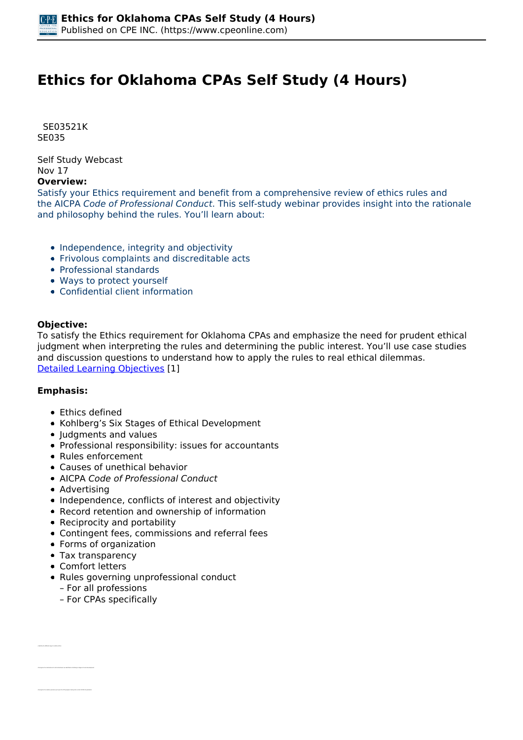# Ethics for Oklahoma CPAs Self Study (4 Hours)

SE03521K
SE035

Self Study Webcast
Nov 17

**Overview:**

Satisfy your Ethics requirement and benefit from a comprehensive review of ethics rules and the AICPA *Code of Professional Conduct*. This self-study webinar provides insight into the rationale and philosophy behind the rules. You'll learn about:

- Independence, integrity and objectivity
- Frivolous complaints and discreditable acts
- Professional standards
- Ways to protect yourself
- Confidential client information

**Objective:**

To satisfy the Ethics requirement for Oklahoma CPAs and emphasize the need for prudent ethical judgment when interpreting the rules and determining the public interest. You'll use case studies and discussion questions to understand how to apply the rules to real ethical dilemmas.
Detailed Learning Objectives [1]

**Emphasis:**

- Ethics defined
- Kohlberg's Six Stages of Ethical Development
- Judgments and values
- Professional responsibility: issues for accountants
- Rules enforcement
- Causes of unethical behavior
- AICPA *Code of Professional Conduct*
- Advertising
- Independence, conflicts of interest and objectivity
- Record retention and ownership of information
- Reciprocity and portability
- Contingent fees, commissions and referral fees
- Forms of organization
- Tax transparency
- Comfort letters
- Rules governing unprofessional conduct
  - For all professions
  - For CPAs specifically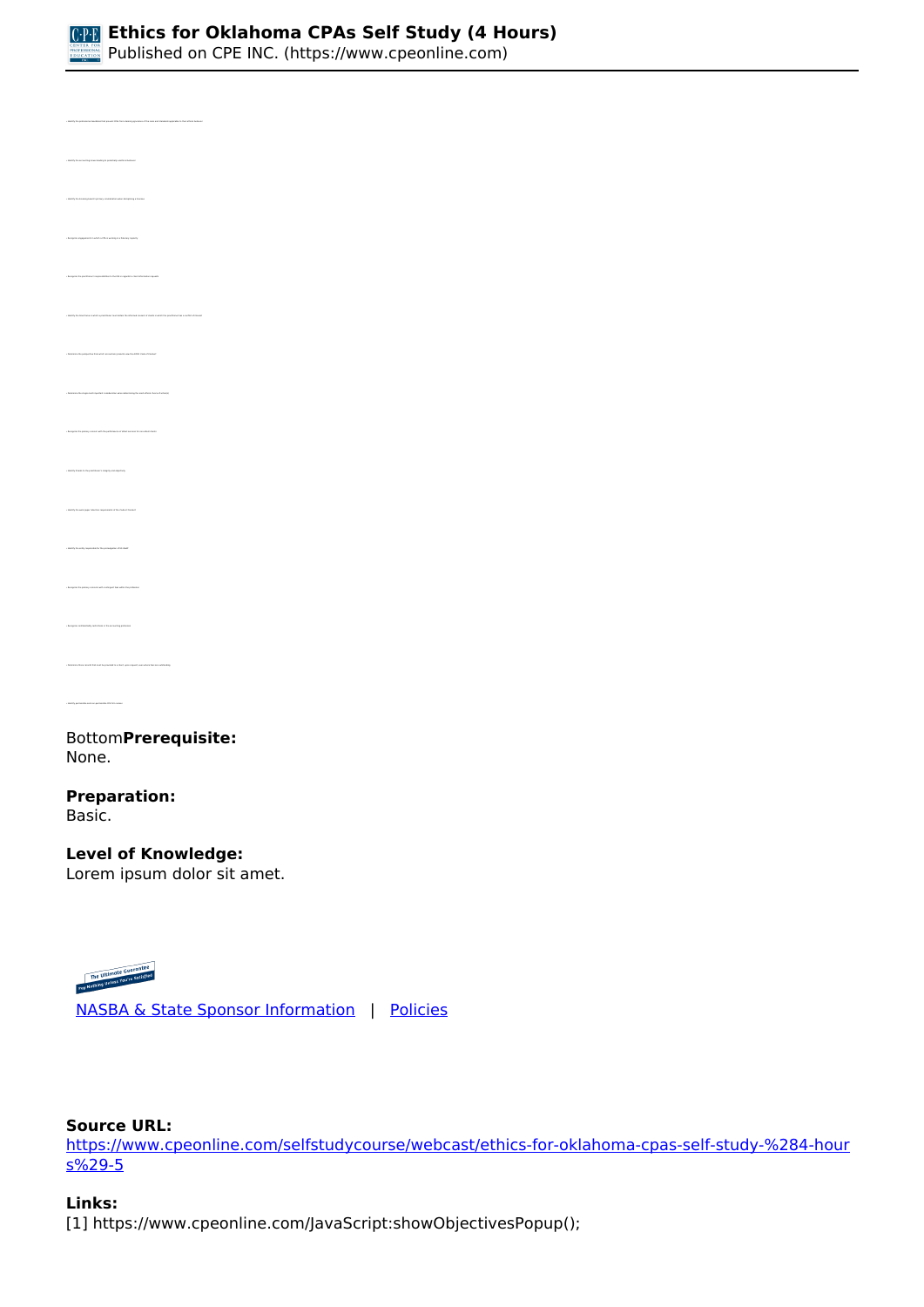Bottom**Prerequisite:**
None.

**Preparation:**
Basic.

**Level of Knowledge:**
Lorem ipsum dolor sit amet.

NASBA & State Sponsor Information | Policies

**Source URL:**
https://www.cpeonline.com/selfstudycourse/webcast/ethics-for-oklahoma-cpas-self-study-%284-hours%29-5

**Links:**
[1] https://www.cpeonline.com/JavaScript:showObjectivesPopup();